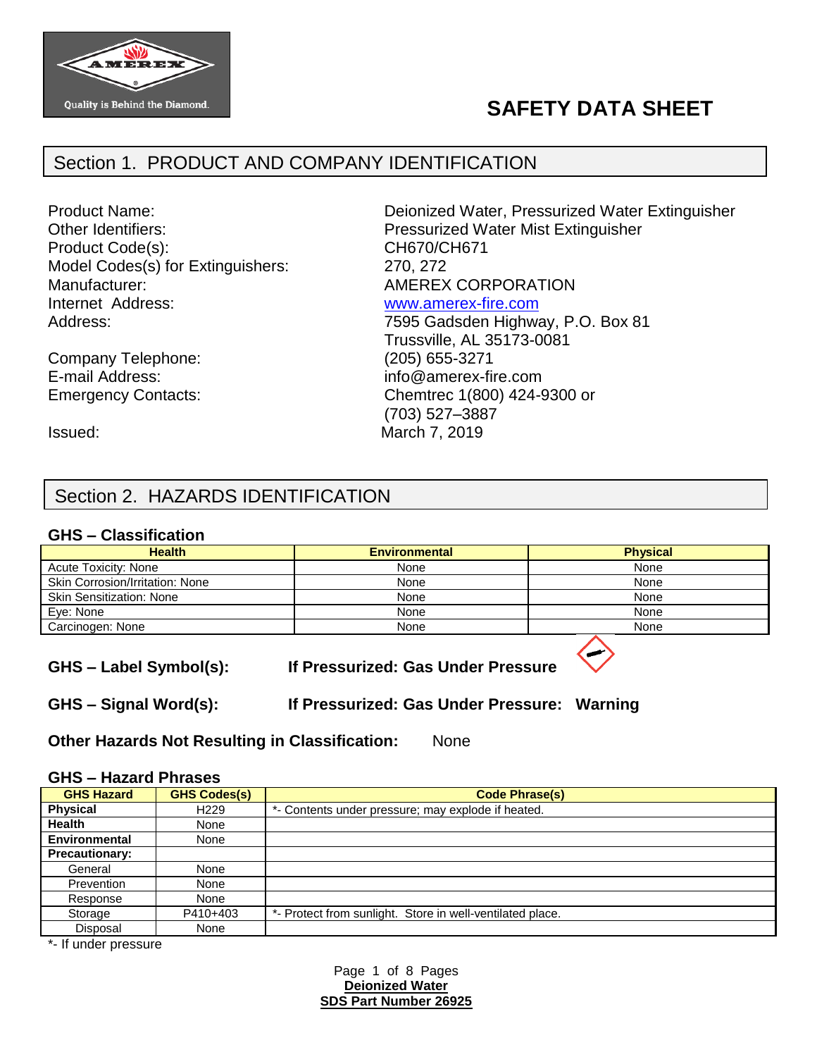# SAFETY DATA SHEET

## Section 1. PRODUCT AND COMPANY IDENTIFICATION

| | |
|---|---|
| Product Name: | Deionized Water, Pressurized Water Extinguisher |
| Other Identifiers: | Pressurized Water Mist Extinguisher |
| Product Code(s): | CH670/CH671 |
| Model Codes(s) for Extinguishers: | 270, 272 |
| Manufacturer: | AMEREX CORPORATION |
| Internet Address: | www.amerex-fire.com |
| Address: | 7595 Gadsden Highway, P.O. Box 81<br>Trussville, AL 35173-0081 |
| Company Telephone: | (205) 655-3271 |
| E-mail Address: | info@amerex-fire.com |
| Emergency Contacts: | Chemtrec 1(800) 424-9300 or<br>(703) 527–3887 |
| Issued: | March 7, 2019 |

## Section 2. HAZARDS IDENTIFICATION

### GHS – Classification

| Health | Environmental | Physical |
|---|---|---|
| Acute Toxicity: None | None | None |
| Skin Corrosion/Irritation: None | None | None |
| Skin Sensitization: None | None | None |
| Eye: None | None | None |
| Carcinogen: None | None | None |

**GHS – Label Symbol(s):** **If Pressurized: Gas Under Pressure**

**GHS – Signal Word(s):** **If Pressurized: Gas Under Pressure: Warning**

**Other Hazards Not Resulting in Classification:** None

### GHS – Hazard Phrases

| GHS Hazard | GHS Codes(s) | Code Phrase(s) |
|---|---|---|
| **Physical** | H229 | *- Contents under pressure; may explode if heated. |
| **Health** | None | |
| **Environmental** | None | |
| **Precautionary:** | | |
| General | None | |
| Prevention | None | |
| Response | None | |
| Storage | P410+403 | *- Protect from sunlight. Store in well-ventilated place. |
| Disposal | None | |

*- If under pressure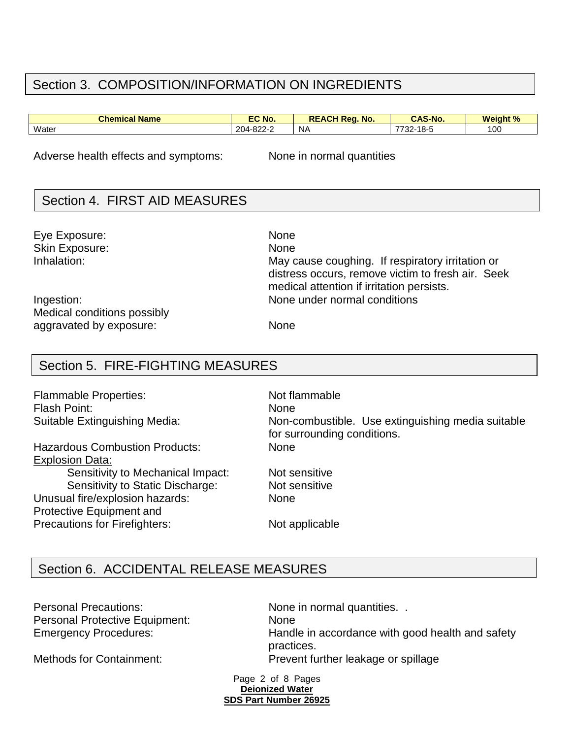## Section 3. COMPOSITION/INFORMATION ON INGREDIENTS

| Chemical Name | EC No. | REACH Reg. No. | CAS-No. | Weight % |
|---|---|---|---|---|
| Water | 204-822-2 | NA | 7732-18-5 | 100 |

Adverse health effects and symptoms: None in normal quantities

## Section 4. FIRST AID MEASURES

Eye Exposure: None
Skin Exposure: None
Inhalation: May cause coughing. If respiratory irritation or distress occurs, remove victim to fresh air. Seek medical attention if irritation persists.
Ingestion: None under normal conditions
Medical conditions possibly aggravated by exposure: None

## Section 5. FIRE-FIGHTING MEASURES

Flammable Properties: Not flammable
Flash Point: None
Suitable Extinguishing Media: Non-combustible. Use extinguishing media suitable for surrounding conditions.
Hazardous Combustion Products: None
Explosion Data:
- Sensitivity to Mechanical Impact: Not sensitive
- Sensitivity to Static Discharge: Not sensitive

Unusual fire/explosion hazards: None
Protective Equipment and Precautions for Firefighters: Not applicable

## Section 6. ACCIDENTAL RELEASE MEASURES

Personal Precautions: None in normal quantities. .
Personal Protective Equipment: None
Emergency Procedures: Handle in accordance with good health and safety practices.
Methods for Containment: Prevent further leakage or spillage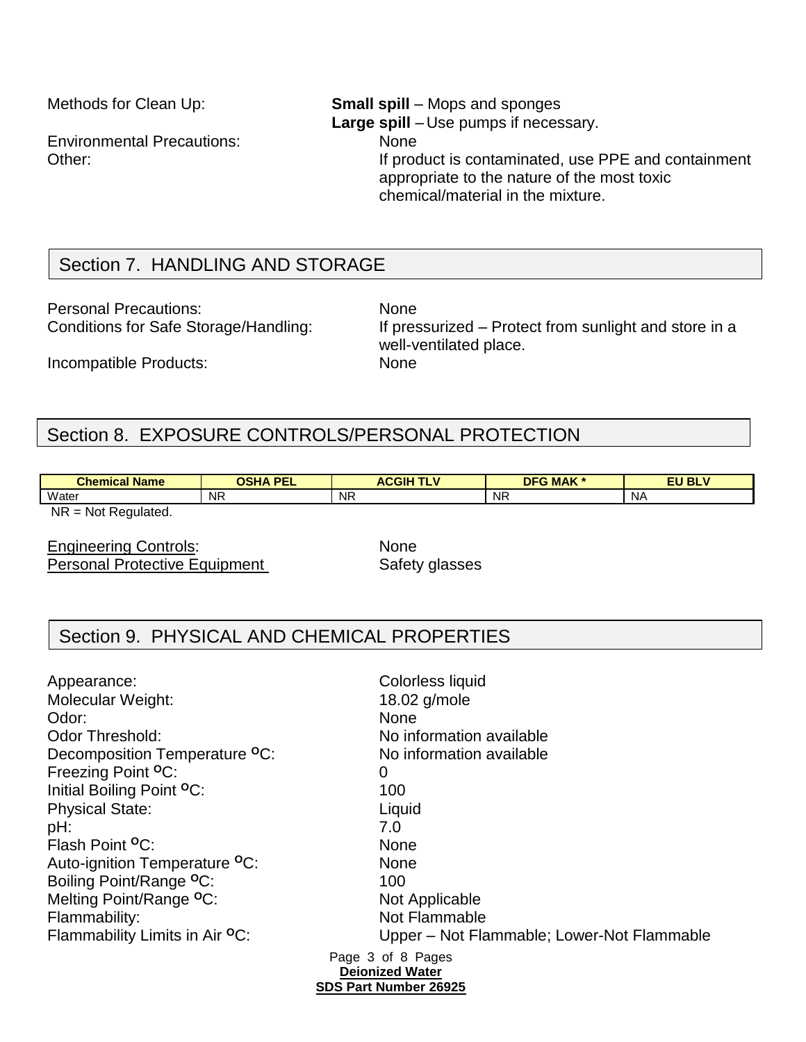Methods for Clean Up: **Small spill** – Mops and sponges
**Large spill** – Use pumps if necessary.

Environmental Precautions: None

Other: If product is contaminated, use PPE and containment appropriate to the nature of the most toxic chemical/material in the mixture.

## Section 7. HANDLING AND STORAGE

Personal Precautions: None

Conditions for Safe Storage/Handling: If pressurized – Protect from sunlight and store in a well-ventilated place.

Incompatible Products: None

## Section 8. EXPOSURE CONTROLS/PERSONAL PROTECTION

| Chemical Name | OSHA PEL | ACGIH TLV | DFG MAK * | EU BLV |
| --- | --- | --- | --- | --- |
| Water | NR | NR | NR | NA |

NR = Not Regulated.

Engineering Controls: None

Personal Protective Equipment Safety glasses

## Section 9. PHYSICAL AND CHEMICAL PROPERTIES

Appearance: Colorless liquid
Molecular Weight: 18.02 g/mole
Odor: None
Odor Threshold: No information available
Decomposition Temperature °C: No information available
Freezing Point °C: 0
Initial Boiling Point °C: 100
Physical State: Liquid
pH: 7.0
Flash Point °C: None
Auto-ignition Temperature °C: None
Boiling Point/Range °C: 100
Melting Point/Range °C: Not Applicable
Flammability: Not Flammable
Flammability Limits in Air °C: Upper – Not Flammable; Lower-Not Flammable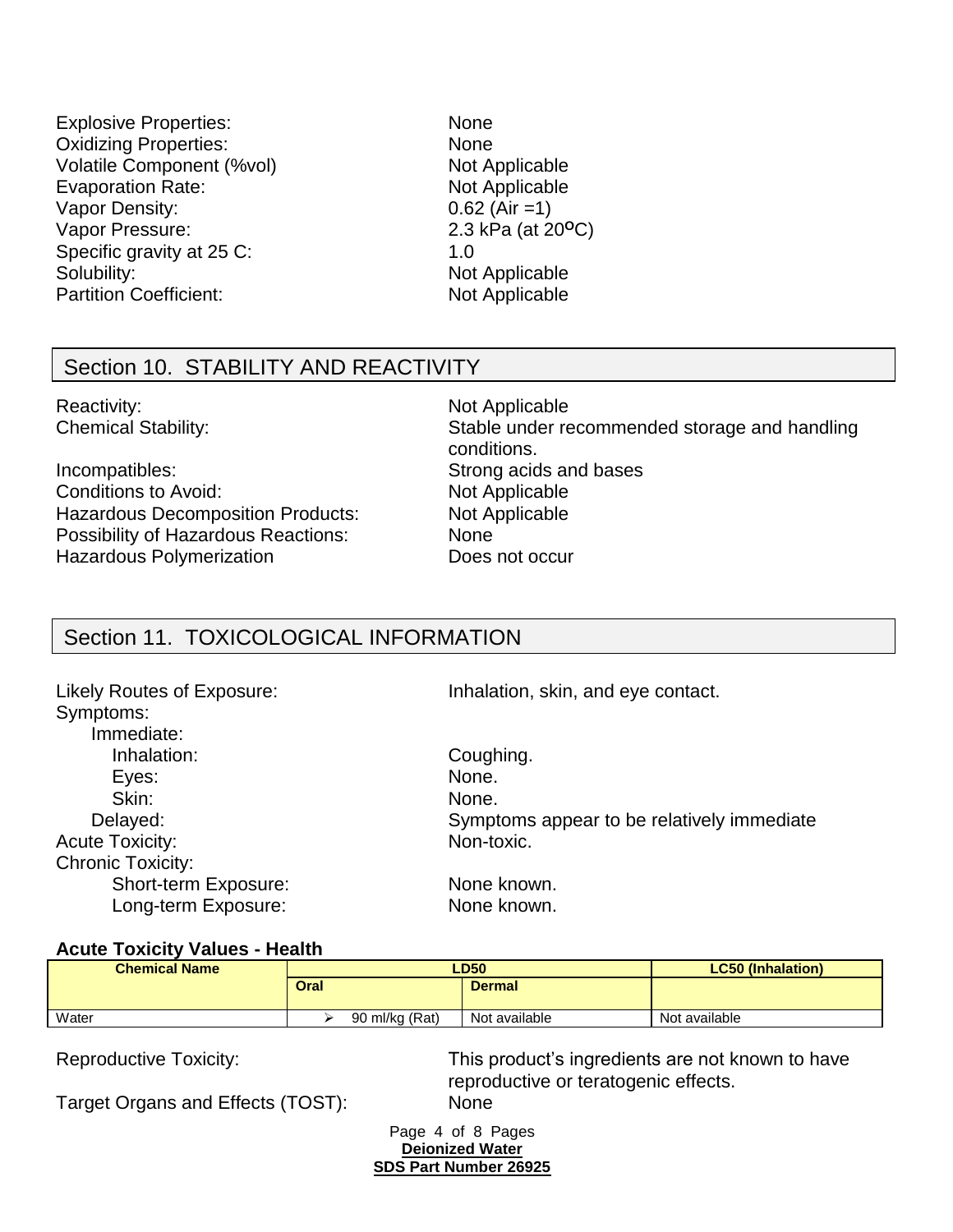Explosive Properties: None
Oxidizing Properties: None
Volatile Component (%vol) Not Applicable
Evaporation Rate: Not Applicable
Vapor Density: 0.62 (Air =1)
Vapor Pressure: 2.3 kPa (at 20°C)
Specific gravity at 25 C: 1.0
Solubility: Not Applicable
Partition Coefficient: Not Applicable

## Section 10. STABILITY AND REACTIVITY

Reactivity: Not Applicable
Chemical Stability: Stable under recommended storage and handling conditions.
Incompatibles: Strong acids and bases
Conditions to Avoid: Not Applicable
Hazardous Decomposition Products: Not Applicable
Possibility of Hazardous Reactions: None
Hazardous Polymerization Does not occur

## Section 11. TOXICOLOGICAL INFORMATION

Likely Routes of Exposure: Inhalation, skin, and eye contact.
Symptoms:
- Immediate:
  - Inhalation: Coughing.
  - Eyes: None.
  - Skin: None.
- Delayed: Symptoms appear to be relatively immediate

Acute Toxicity: Non-toxic.
Chronic Toxicity:
- Short-term Exposure: None known.
- Long-term Exposure: None known.

**Acute Toxicity Values - Health**

| Chemical Name | LD50 | | LC50 (Inhalation) |
|---|---|---|---|
| | Oral | Dermal | |
| Water | > 90 ml/kg (Rat) | Not available | Not available |

Reproductive Toxicity: This product's ingredients are not known to have reproductive or teratogenic effects.

Target Organs and Effects (TOST): None

**Deionized Water**
**SDS Part Number 26925**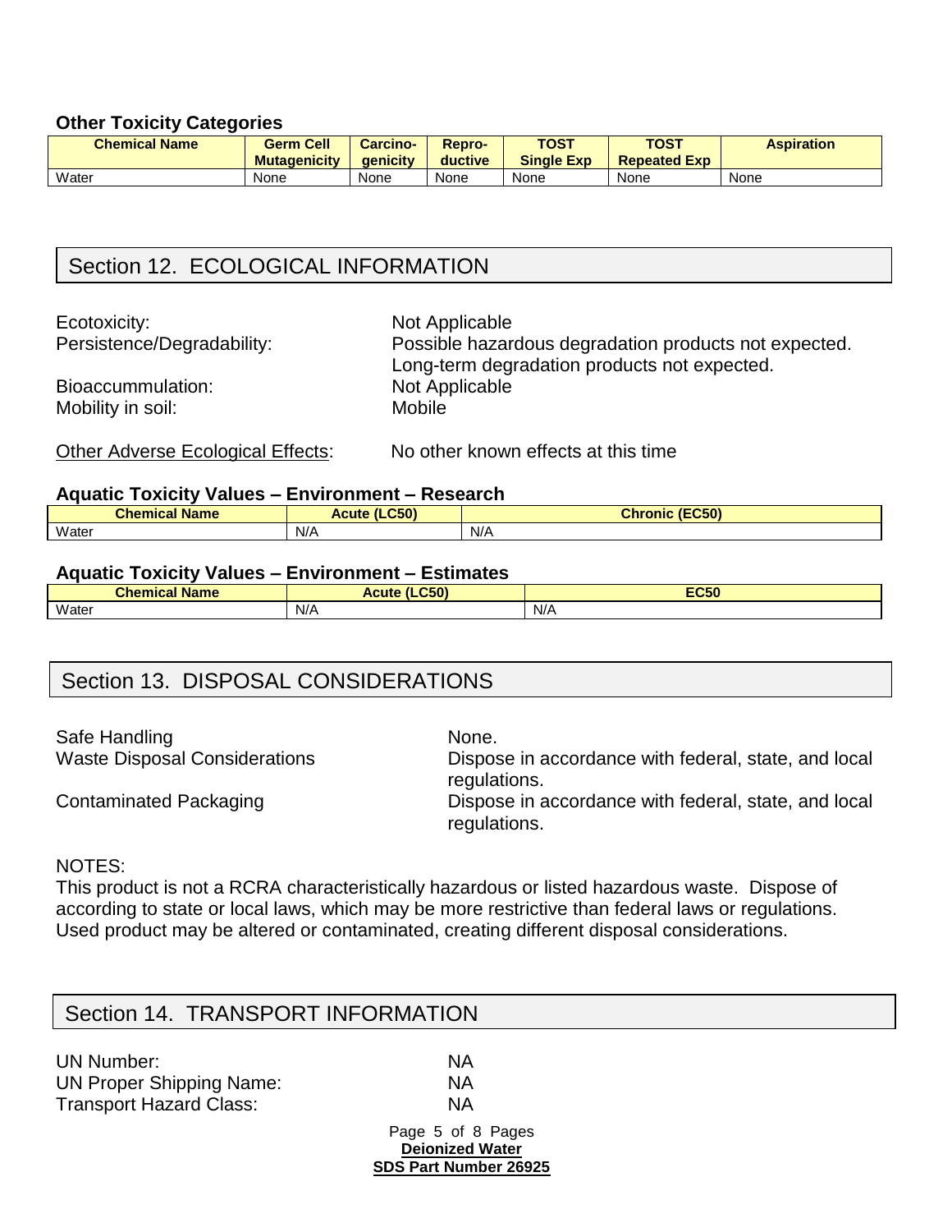### Other Toxicity Categories

| Chemical Name | Germ Cell Mutagenicity | Carcino-genicity | Repro-ductive | TOST Single Exp | TOST Repeated Exp | Aspiration |
|---|---|---|---|---|---|---|
| Water | None | None | None | None | None | None |

## Section 12. ECOLOGICAL INFORMATION

Ecotoxicity: Not Applicable

Persistence/Degradability: Possible hazardous degradation products not expected. Long-term degradation products not expected.

Bioaccummulation: Not Applicable

Mobility in soil: Mobile

Other Adverse Ecological Effects: No other known effects at this time

### Aquatic Toxicity Values – Environment – Research

| Chemical Name | Acute (LC50) | Chronic (EC50) |
|---|---|---|
| Water | N/A | N/A |

### Aquatic Toxicity Values – Environment – Estimates

| Chemical Name | Acute (LC50) | EC50 |
|---|---|---|
| Water | N/A | N/A |

## Section 13. DISPOSAL CONSIDERATIONS

Safe Handling: None.

Waste Disposal Considerations: Dispose in accordance with federal, state, and local regulations.

Contaminated Packaging: Dispose in accordance with federal, state, and local regulations.

NOTES:
This product is not a RCRA characteristically hazardous or listed hazardous waste. Dispose of according to state or local laws, which may be more restrictive than federal laws or regulations. Used product may be altered or contaminated, creating different disposal considerations.

## Section 14. TRANSPORT INFORMATION

UN Number: NA

UN Proper Shipping Name: NA

Transport Hazard Class: NA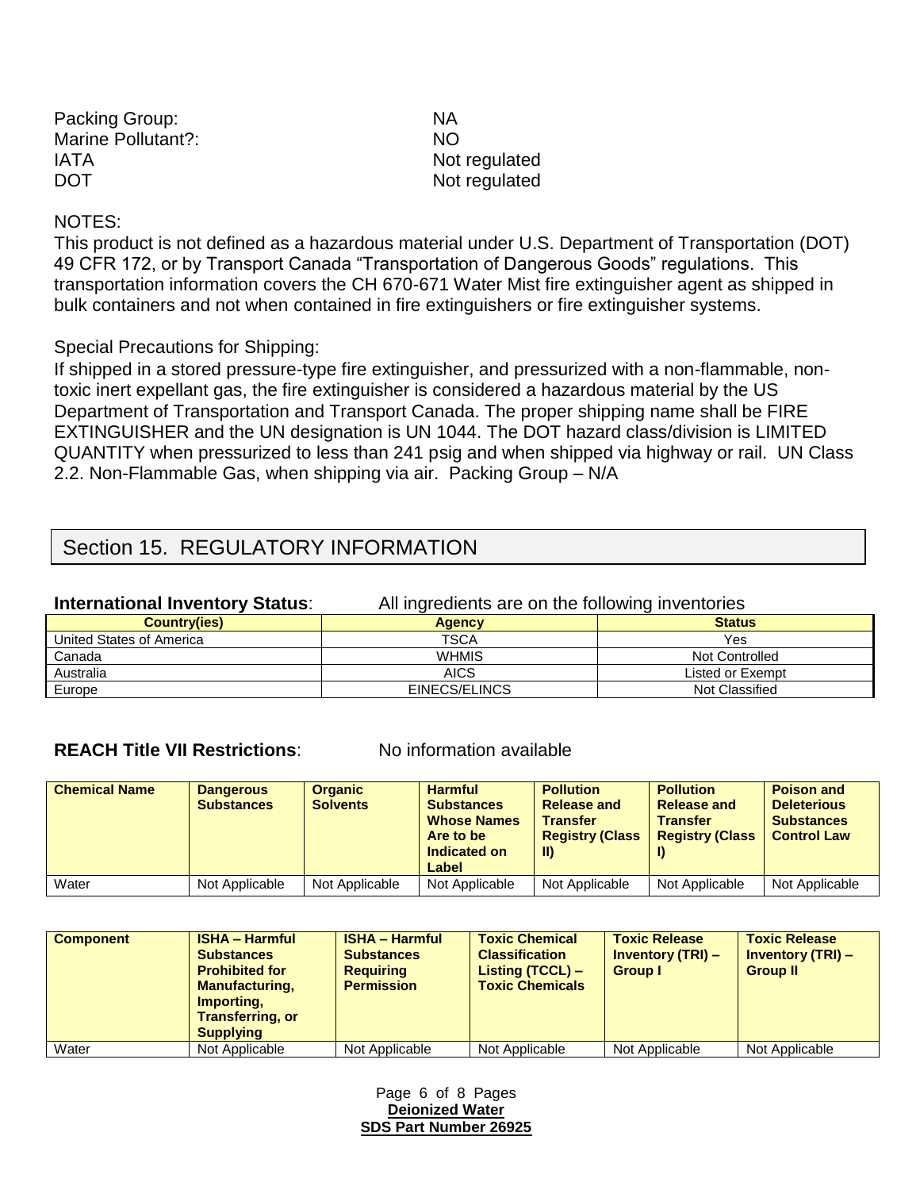Packing Group: NA
Marine Pollutant?: NO
IATA Not regulated
DOT Not regulated

NOTES:
This product is not defined as a hazardous material under U.S. Department of Transportation (DOT) 49 CFR 172, or by Transport Canada "Transportation of Dangerous Goods" regulations. This transportation information covers the CH 670-671 Water Mist fire extinguisher agent as shipped in bulk containers and not when contained in fire extinguishers or fire extinguisher systems.

Special Precautions for Shipping:
If shipped in a stored pressure-type fire extinguisher, and pressurized with a non-flammable, non-toxic inert expellant gas, the fire extinguisher is considered a hazardous material by the US Department of Transportation and Transport Canada. The proper shipping name shall be FIRE EXTINGUISHER and the UN designation is UN 1044. The DOT hazard class/division is LIMITED QUANTITY when pressurized to less than 241 psig and when shipped via highway or rail. UN Class 2.2. Non-Flammable Gas, when shipping via air. Packing Group – N/A

## Section 15. REGULATORY INFORMATION

**International Inventory Status**: All ingredients are on the following inventories

| Country(ies) | Agency | Status |
|---|---|---|
| United States of America | TSCA | Yes |
| Canada | WHMIS | Not Controlled |
| Australia | AICS | Listed or Exempt |
| Europe | EINECS/ELINCS | Not Classified |

**REACH Title VII Restrictions**: No information available

| Chemical Name | Dangerous Substances | Organic Solvents | Harmful Substances Whose Names Are to be Indicated on Label | Pollution Release and Transfer Registry (Class II) | Pollution Release and Transfer Registry (Class I) | Poison and Deleterious Substances Control Law |
|---|---|---|---|---|---|---|
| Water | Not Applicable | Not Applicable | Not Applicable | Not Applicable | Not Applicable | Not Applicable |

| Component | ISHA – Harmful Substances Prohibited for Manufacturing, Importing, Transferring, or Supplying | ISHA – Harmful Substances Requiring Permission | Toxic Chemical Classification Listing (TCCL) – Toxic Chemicals | Toxic Release Inventory (TRI) – Group I | Toxic Release Inventory (TRI) – Group II |
|---|---|---|---|---|---|
| Water | Not Applicable | Not Applicable | Not Applicable | Not Applicable | Not Applicable |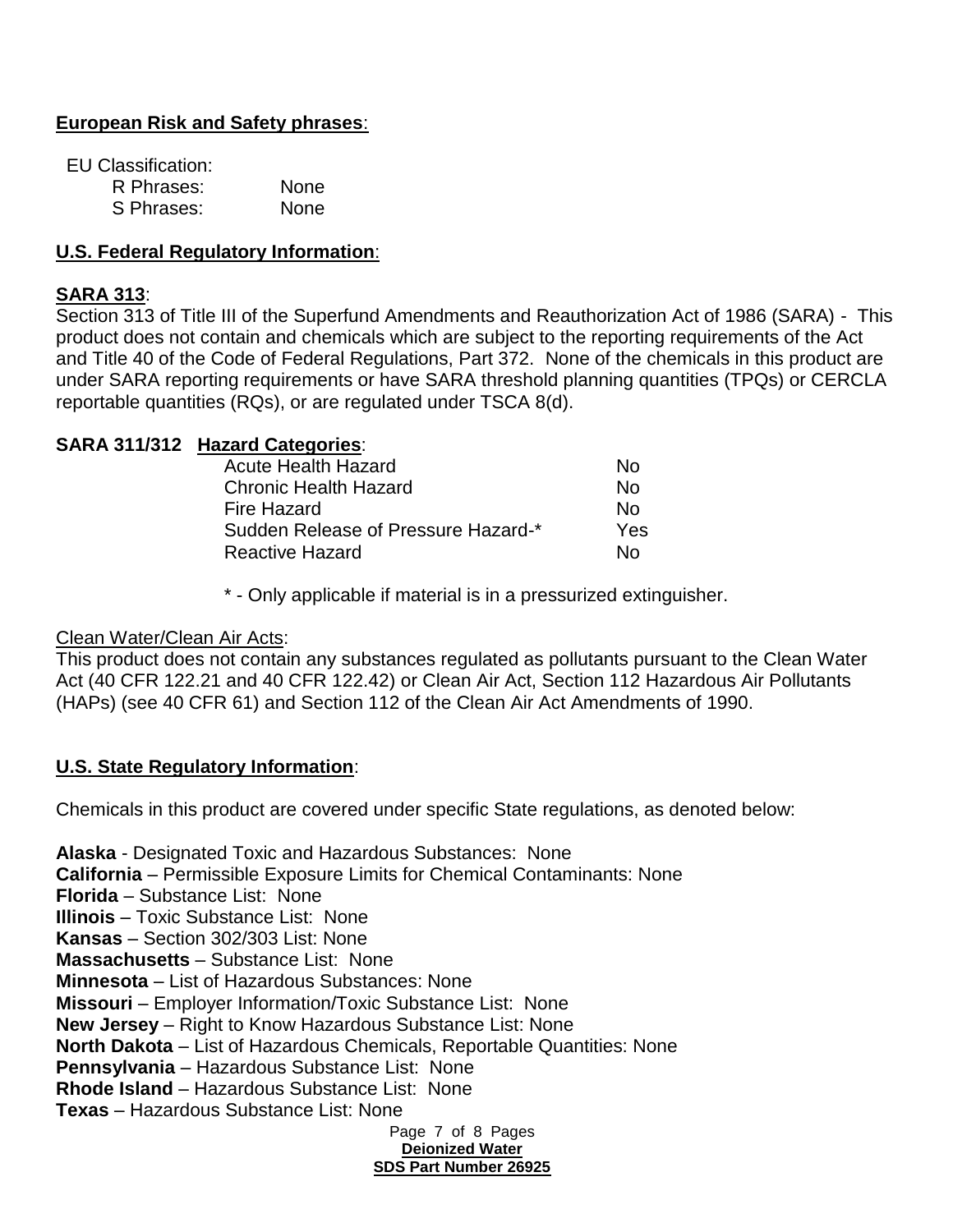## European Risk and Safety phrases:

EU Classification:

| | |
|---|---|
| R Phrases: | None |
| S Phrases: | None |

## U.S. Federal Regulatory Information:

### SARA 313:

Section 313 of Title III of the Superfund Amendments and Reauthorization Act of 1986 (SARA) - This product does not contain and chemicals which are subject to the reporting requirements of the Act and Title 40 of the Code of Federal Regulations, Part 372. None of the chemicals in this product are under SARA reporting requirements or have SARA threshold planning quantities (TPQs) or CERCLA reportable quantities (RQs), or are regulated under TSCA 8(d).

### SARA 311/312 Hazard Categories:

| | |
|---|---|
| Acute Health Hazard | No |
| Chronic Health Hazard | No |
| Fire Hazard | No |
| Sudden Release of Pressure Hazard-* | Yes |
| Reactive Hazard | No |

\* - Only applicable if material is in a pressurized extinguisher.

Clean Water/Clean Air Acts:

This product does not contain any substances regulated as pollutants pursuant to the Clean Water Act (40 CFR 122.21 and 40 CFR 122.42) or Clean Air Act, Section 112 Hazardous Air Pollutants (HAPs) (see 40 CFR 61) and Section 112 of the Clean Air Act Amendments of 1990.

## U.S. State Regulatory Information:

Chemicals in this product are covered under specific State regulations, as denoted below:

**Alaska** - Designated Toxic and Hazardous Substances: None
**California** – Permissible Exposure Limits for Chemical Contaminants: None
**Florida** – Substance List: None
**Illinois** – Toxic Substance List: None
**Kansas** – Section 302/303 List: None
**Massachusetts** – Substance List: None
**Minnesota** – List of Hazardous Substances: None
**Missouri** – Employer Information/Toxic Substance List: None
**New Jersey** – Right to Know Hazardous Substance List: None
**North Dakota** – List of Hazardous Chemicals, Reportable Quantities: None
**Pennsylvania** – Hazardous Substance List: None
**Rhode Island** – Hazardous Substance List: None
**Texas** – Hazardous Substance List: None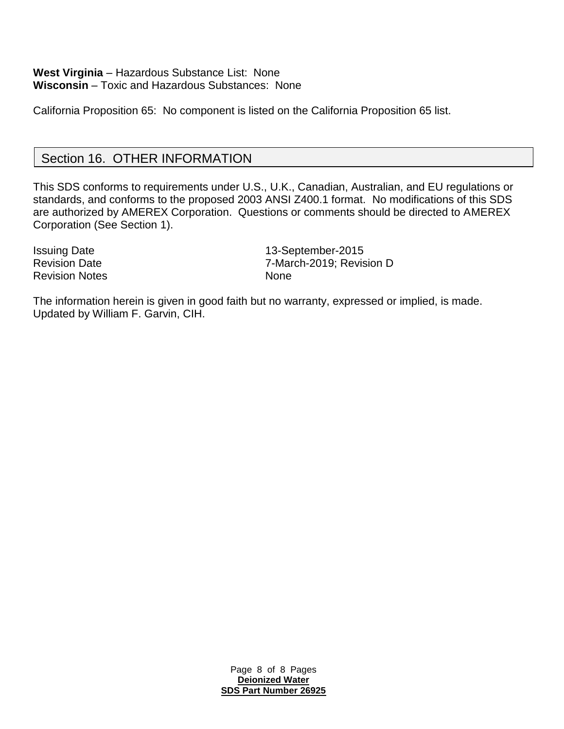**West Virginia** – Hazardous Substance List: None
**Wisconsin** – Toxic and Hazardous Substances: None

California Proposition 65: No component is listed on the California Proposition 65 list.

## Section 16. OTHER INFORMATION

This SDS conforms to requirements under U.S., U.K., Canadian, Australian, and EU regulations or standards, and conforms to the proposed 2003 ANSI Z400.1 format. No modifications of this SDS are authorized by AMEREX Corporation. Questions or comments should be directed to AMEREX Corporation (See Section 1).

| | |
|---|---|
| Issuing Date | 13-September-2015 |
| Revision Date | 7-March-2019; Revision D |
| Revision Notes | None |

The information herein is given in good faith but no warranty, expressed or implied, is made. Updated by William F. Garvin, CIH.